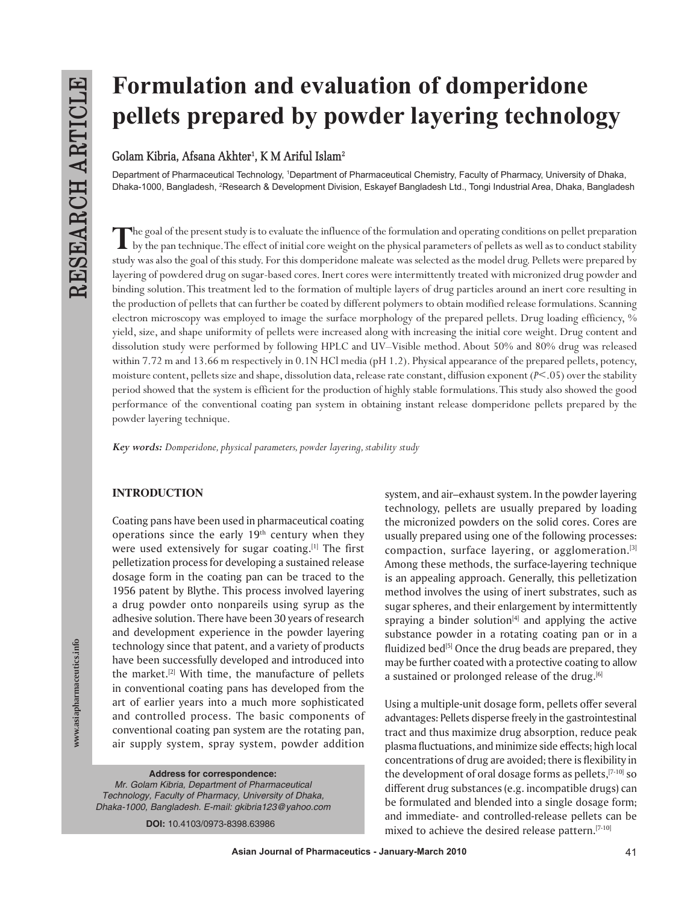# Formulation and evaluation of domperidone pellets prepared by powder layering technology

**Golam Kibria, Afsana Akhter[1], K M Ariful Islam[2]**

Department of Pharmaceutical Technology, [1]Department of Pharmaceutical Chemistry, Faculty of Pharmacy, University of Dhaka, Dhaka-1000, Bangladesh, [2]Research & Development Division, Eskayef Bangladesh Ltd., Tongi Industrial Area, Dhaka, Bangladesh

The goal of the present study is to evaluate the influence of the formulation and operating conditions on pellet preparation by the pan technique. The effect of initial core weight on the physical parameters of pellets as well as to conduct stability study was also the goal of this study. For this domperidone maleate was selected as the model drug. Pellets were prepared by layering of powdered drug on sugar-based cores. Inert cores were intermittently treated with micronized drug powder and binding solution. This treatment led to the formation of multiple layers of drug particles around an inert core resulting in the production of pellets that can further be coated by different polymers to obtain modified release formulations. Scanning electron microscopy was employed to image the surface morphology of the prepared pellets. Drug loading efficiency, % yield, size, and shape uniformity of pellets were increased along with increasing the initial core weight. Drug content and dissolution study were performed by following HPLC and UV–Visible method. About 50% and 80% drug was released within 7.72 m and 13.66 m respectively in 0.1N HCl media (pH 1.2). Physical appearance of the prepared pellets, potency, moisture content, pellets size and shape, dissolution data, release rate constant, diffusion exponent ($P<.05$) over the stability period showed that the system is efficient for the production of highly stable formulations. This study also showed the good performance of the conventional coating pan system in obtaining instant release domperidone pellets prepared by the powder layering technique.

***Key words:*** *Domperidone, physical parameters, powder layering, stability study*

## INTRODUCTION

Coating pans have been used in pharmaceutical coating operations since the early 19th century when they were used extensively for sugar coating.[1] The first pelletization process for developing a sustained release dosage form in the coating pan can be traced to the 1956 patent by Blythe. This process involved layering a drug powder onto nonpareils using syrup as the adhesive solution. There have been 30 years of research and development experience in the powder layering technology since that patent, and a variety of products have been successfully developed and introduced into the market.[2] With time, the manufacture of pellets in conventional coating pans has developed from the art of earlier years into a much more sophisticated and controlled process. The basic components of conventional coating pan system are the rotating pan, air supply system, spray system, powder addition system, and air–exhaust system. In the powder layering technology, pellets are usually prepared by loading the micronized powders on the solid cores. Cores are usually prepared using one of the following processes: compaction, surface layering, or agglomeration.[3] Among these methods, the surface-layering technique is an appealing approach. Generally, this pelletization method involves the using of inert substrates, such as sugar spheres, and their enlargement by intermittently spraying a binder solution[4] and applying the active substance powder in a rotating coating pan or in a fluidized bed[5] Once the drug beads are prepared, they may be further coated with a protective coating to allow a sustained or prolonged release of the drug.[6]

Using a multiple-unit dosage form, pellets offer several advantages: Pellets disperse freely in the gastrointestinal tract and thus maximize drug absorption, reduce peak plasma fluctuations, and minimize side effects; high local concentrations of drug are avoided; there is flexibility in the development of oral dosage forms as pellets,[7-10] so different drug substances (e.g. incompatible drugs) can be formulated and blended into a single dosage form; and immediate- and controlled-release pellets can be mixed to achieve the desired release pattern.[7-10]

**Address for correspondence:**
*Mr. Golam Kibria, Department of Pharmaceutical Technology, Faculty of Pharmacy, University of Dhaka, Dhaka-1000, Bangladesh. E-mail: gkibria123@yahoo.com*

**DOI:** 10.4103/0973-8398.63986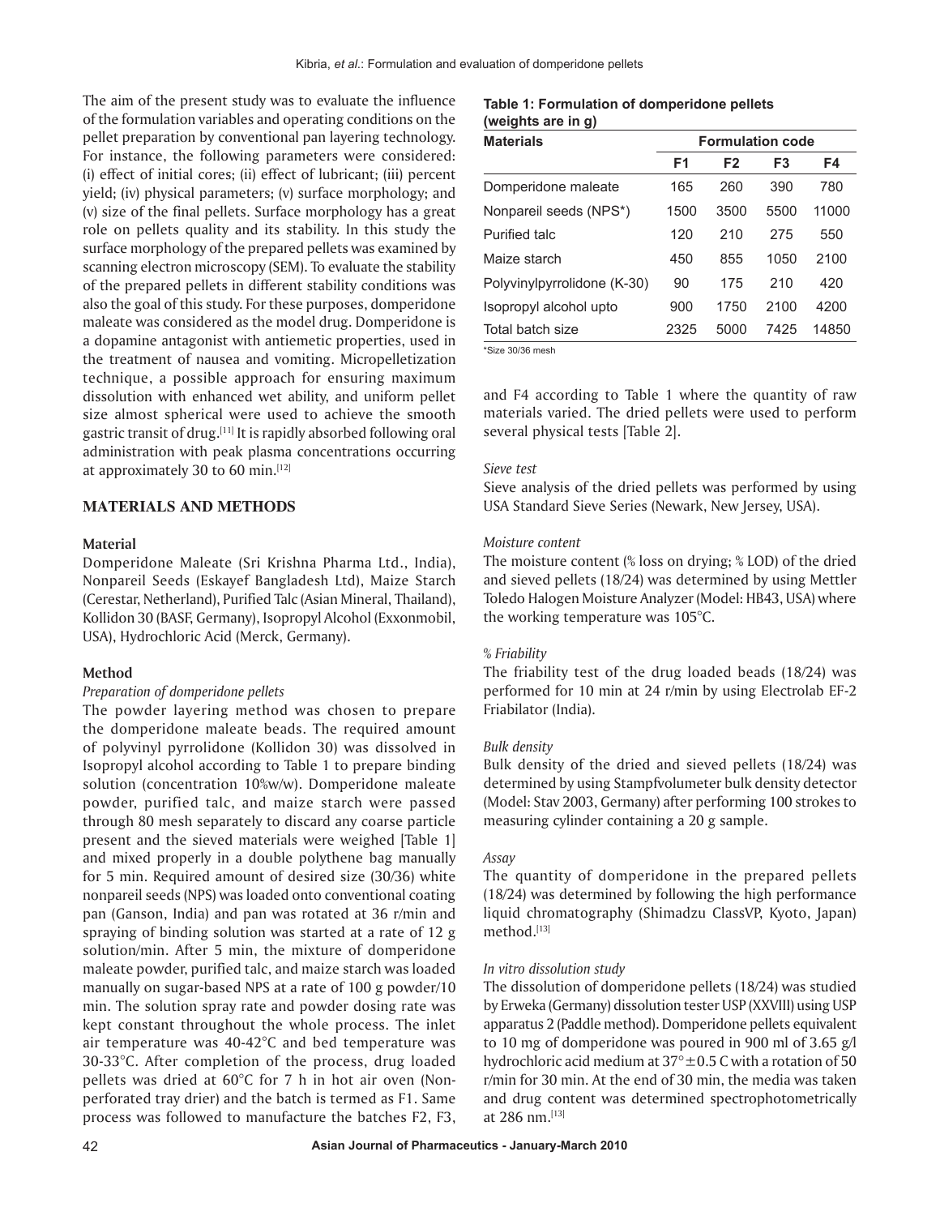The aim of the present study was to evaluate the influence of the formulation variables and operating conditions on the pellet preparation by conventional pan layering technology. For instance, the following parameters were considered: (i) effect of initial cores; (ii) effect of lubricant; (iii) percent yield; (iv) physical parameters; (v) surface morphology; and (v) size of the final pellets. Surface morphology has a great role on pellets quality and its stability. In this study the surface morphology of the prepared pellets was examined by scanning electron microscopy (SEM). To evaluate the stability of the prepared pellets in different stability conditions was also the goal of this study. For these purposes, domperidone maleate was considered as the model drug. Domperidone is a dopamine antagonist with antiemetic properties, used in the treatment of nausea and vomiting. Micropelletization technique, a possible approach for ensuring maximum dissolution with enhanced wet ability, and uniform pellet size almost spherical were used to achieve the smooth gastric transit of drug.[11] It is rapidly absorbed following oral administration with peak plasma concentrations occurring at approximately 30 to 60 min.[12]

## MATERIALS AND METHODS

### Material

Domperidone Maleate (Sri Krishna Pharma Ltd., India), Nonpareil Seeds (Eskayef Bangladesh Ltd), Maize Starch (Cerestar, Netherland), Purified Talc (Asian Mineral, Thailand), Kollidon 30 (BASF, Germany), Isopropyl Alcohol (Exxonmobil, USA), Hydrochloric Acid (Merck, Germany).

### Method

*Preparation of domperidone pellets*

The powder layering method was chosen to prepare the domperidone maleate beads. The required amount of polyvinyl pyrrolidone (Kollidon 30) was dissolved in Isopropyl alcohol according to Table 1 to prepare binding solution (concentration 10%w/w). Domperidone maleate powder, purified talc, and maize starch were passed through 80 mesh separately to discard any coarse particle present and the sieved materials were weighed [Table 1] and mixed properly in a double polythene bag manually for 5 min. Required amount of desired size (30/36) white nonpareil seeds (NPS) was loaded onto conventional coating pan (Ganson, India) and pan was rotated at 36 r/min and spraying of binding solution was started at a rate of 12 g solution/min. After 5 min, the mixture of domperidone maleate powder, purified talc, and maize starch was loaded manually on sugar-based NPS at a rate of 100 g powder/10 min. The solution spray rate and powder dosing rate was kept constant throughout the whole process. The inlet air temperature was 40-42°C and bed temperature was 30-33°C. After completion of the process, drug loaded pellets was dried at 60°C for 7 h in hot air oven (Non-perforated tray drier) and the batch is termed as F1. Same process was followed to manufacture the batches F2, F3, and F4 according to Table 1 where the quantity of raw materials varied. The dried pellets were used to perform several physical tests [Table 2].

**Table 1: Formulation of domperidone pellets (weights are in g)**

| Materials | Formulation code | | | |
|---|---|---|---|---|
| | F1 | F2 | F3 | F4 |
| Domperidone maleate | 165 | 260 | 390 | 780 |
| Nonpareil seeds (NPS*) | 1500 | 3500 | 5500 | 11000 |
| Purified talc | 120 | 210 | 275 | 550 |
| Maize starch | 450 | 855 | 1050 | 2100 |
| Polyvinylpyrrolidone (K-30) | 90 | 175 | 210 | 420 |
| Isopropyl alcohol upto | 900 | 1750 | 2100 | 4200 |
| Total batch size | 2325 | 5000 | 7425 | 14850 |

*Size 30/36 mesh

*Sieve test*

Sieve analysis of the dried pellets was performed by using USA Standard Sieve Series (Newark, New Jersey, USA).

*Moisture content*

The moisture content (% loss on drying; % LOD) of the dried and sieved pellets (18/24) was determined by using Mettler Toledo Halogen Moisture Analyzer (Model: HB43, USA) where the working temperature was 105°C.

*% Friability*

The friability test of the drug loaded beads (18/24) was performed for 10 min at 24 r/min by using Electrolab EF-2 Friabilator (India).

*Bulk density*

Bulk density of the dried and sieved pellets (18/24) was determined by using Stampfvolumeter bulk density detector (Model: Stav 2003, Germany) after performing 100 strokes to measuring cylinder containing a 20 g sample.

*Assay*

The quantity of domperidone in the prepared pellets (18/24) was determined by following the high performance liquid chromatography (Shimadzu ClassVP, Kyoto, Japan) method.[13]

*In vitro dissolution study*

The dissolution of domperidone pellets (18/24) was studied by Erweka (Germany) dissolution tester USP (XXVIII) using USP apparatus 2 (Paddle method). Domperidone pellets equivalent to 10 mg of domperidone was poured in 900 ml of 3.65 g/l hydrochloric acid medium at 37°±0.5 C with a rotation of 50 r/min for 30 min. At the end of 30 min, the media was taken and drug content was determined spectrophotometrically at 286 nm.[13]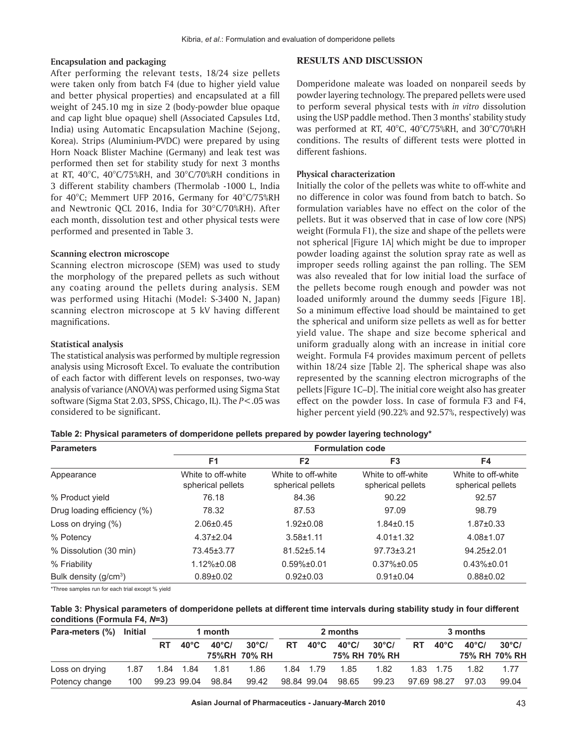#### Encapsulation and packaging

After performing the relevant tests, 18/24 size pellets were taken only from batch F4 (due to higher yield value and better physical properties) and encapsulated at a fill weight of 245.10 mg in size 2 (body-powder blue opaque and cap light blue opaque) shell (Associated Capsules Ltd, India) using Automatic Encapsulation Machine (Sejong, Korea). Strips (Aluminium-PVDC) were prepared by using Horn Noack Blister Machine (Germany) and leak test was performed then set for stability study for next 3 months at RT, 40°C, 40°C/75%RH, and 30°C/70%RH conditions in 3 different stability chambers (Thermolab -1000 L, India for 40°C; Memmert UFP 2016, Germany for 40°C/75%RH and Newtronic QCL 2016, India for 30°C/70%RH). After each month, dissolution test and other physical tests were performed and presented in Table 3.

#### Scanning electron microscope

Scanning electron microscope (SEM) was used to study the morphology of the prepared pellets as such without any coating around the pellets during analysis. SEM was performed using Hitachi (Model: S-3400 N, Japan) scanning electron microscope at 5 kV having different magnifications.

#### Statistical analysis

The statistical analysis was performed by multiple regression analysis using Microsoft Excel. To evaluate the contribution of each factor with different levels on responses, two-way analysis of variance (ANOVA) was performed using Sigma Stat software (Sigma Stat 2.03, SPSS, Chicago, IL). The $P<.05$ was considered to be significant.

## RESULTS AND DISCUSSION

Domperidone maleate was loaded on nonpareil seeds by powder layering technology. The prepared pellets were used to perform several physical tests with *in vitro* dissolution using the USP paddle method. Then 3 months' stability study was performed at RT, 40°C, 40°C/75%RH, and 30°C/70%RH conditions. The results of different tests were plotted in different fashions.

#### Physical characterization

Initially the color of the pellets was white to off-white and no difference in color was found from batch to batch. So formulation variables have no effect on the color of the pellets. But it was observed that in case of low core (NPS) weight (Formula F1), the size and shape of the pellets were not spherical [Figure 1A] which might be due to improper powder loading against the solution spray rate as well as improper seeds rolling against the pan rolling. The SEM was also revealed that for low initial load the surface of the pellets become rough enough and powder was not loaded uniformly around the dummy seeds [Figure 1B]. So a minimum effective load should be maintained to get the spherical and uniform size pellets as well as for better yield value. The shape and size become spherical and uniform gradually along with an increase in initial core weight. Formula F4 provides maximum percent of pellets within 18/24 size [Table 2]. The spherical shape was also represented by the scanning electron micrographs of the pellets [Figure 1C–D]. The initial core weight also has greater effect on the powder loss. In case of formula F3 and F4, higher percent yield (90.22% and 92.57%, respectively) was

**Table 2: Physical parameters of domperidone pellets prepared by powder layering technology***

| Parameters | Formulation code | | | |
|---|---|---|---|---|
| | F1 | F2 | F3 | F4 |
| Appearance | White to off-white spherical pellets | White to off-white spherical pellets | White to off-white spherical pellets | White to off-white spherical pellets |
| % Product yield | 76.18 | 84.36 | 90.22 | 92.57 |
| Drug loading efficiency (%) | 78.32 | 87.53 | 97.09 | 98.79 |
| Loss on drying (%) | 2.06±0.45 | 1.92±0.08 | 1.84±0.15 | 1.87±0.33 |
| % Potency | 4.37±2.04 | 3.58±1.11 | 4.01±1.32 | 4.08±1.07 |
| % Dissolution (30 min) | 73.45±3.77 | 81.52±5.14 | 97.73±3.21 | 94.25±2.01 |
| % Friability | 1.12%±0.08 | 0.59%±0.01 | 0.37%±0.05 | 0.43%±0.01 |
| Bulk density (g/cm$^3$) | 0.89±0.02 | 0.92±0.03 | 0.91±0.04 | 0.88±0.02 |

*Three samples run for each trial except % yield

**Table 3: Physical parameters of domperidone pellets at different time intervals during stability study in four different conditions (Formula F4, *N*=3)**

| Para-meters (%) | Initial | 1 month | | | | 2 months | | | | 3 months | | | |
|---|---|---|---|---|---|---|---|---|---|---|---|---|---|
| | | RT | 40°C | 40°C/ 75%RH | 30°C/ 70% RH | RT | 40°C | 40°C/ 75% RH | 30°C/ 70% RH | RT | 40°C | 40°C/ 75% RH | 30°C/ 70% RH |
| Loss on drying | 1.87 | 1.84 | 1.84 | 1.81 | 1.86 | 1.84 | 1.79 | 1.85 | 1.82 | 1.83 | 1.75 | 1.82 | 1.77 |
| Potency change | 100 | 99.23 | 99.04 | 98.84 | 99.42 | 98.84 | 99.04 | 98.65 | 99.23 | 97.69 | 98.27 | 97.03 | 99.04 |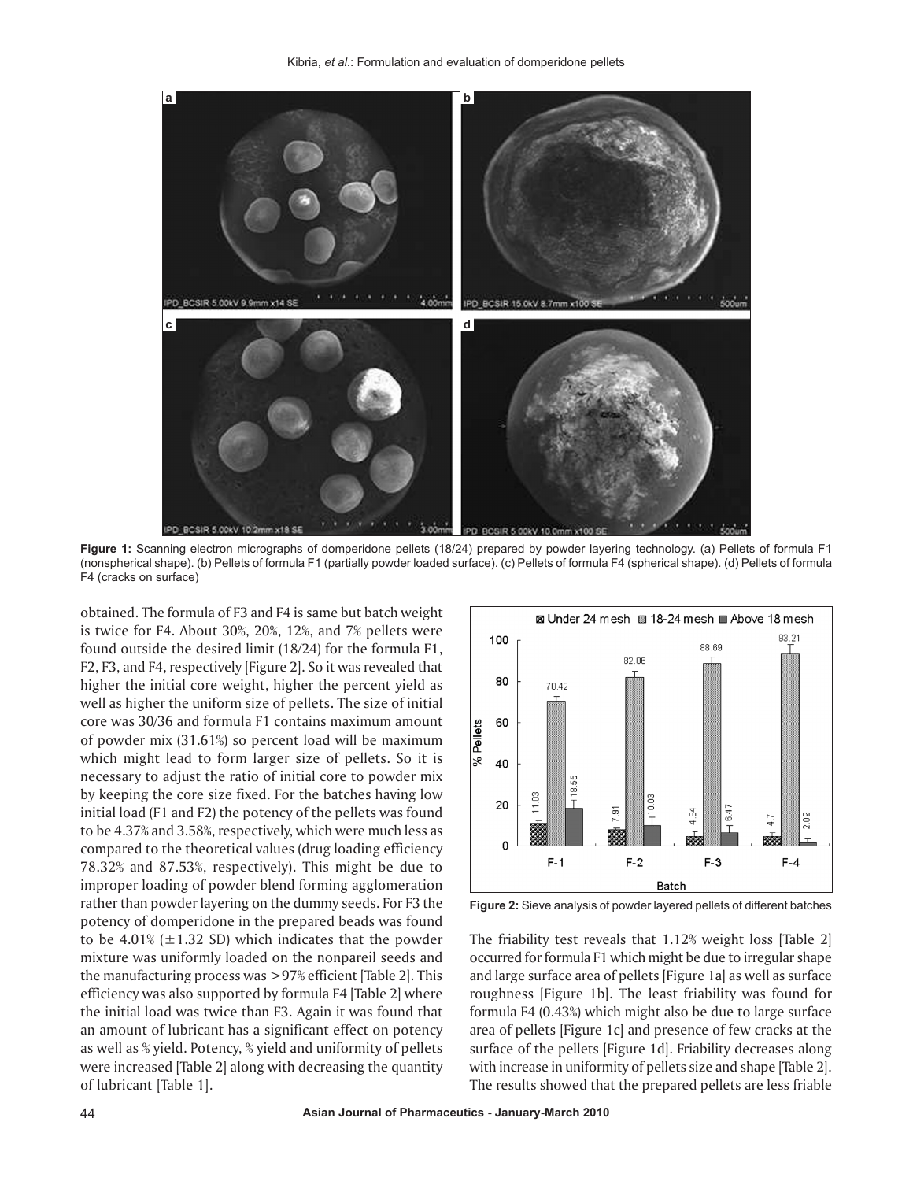IPD_BCSIR 5.00kV 9.9mm x14 SE 4.00mm
IPD_BCSIR 15.0kV 8.7mm x100 SE 500um
IPD_BCSIR 5.00kV 10.2mm x18 SE 3.00mm
IPD_BCSIR 5.00kV 10.0mm x100 SE 500um

**Figure 1:** Scanning electron micrographs of domperidone pellets (18/24) prepared by powder layering technology. (a) Pellets of formula F1 (nonspherical shape). (b) Pellets of formula F1 (partially powder loaded surface). (c) Pellets of formula F4 (spherical shape). (d) Pellets of formula F4 (cracks on surface)

obtained. The formula of F3 and F4 is same but batch weight is twice for F4. About 30%, 20%, 12%, and 7% pellets were found outside the desired limit (18/24) for the formula F1, F2, F3, and F4, respectively [Figure 2]. So it was revealed that higher the initial core weight, higher the percent yield as well as higher the uniform size of pellets. The size of initial core was 30/36 and formula F1 contains maximum amount of powder mix (31.61%) so percent load will be maximum which might lead to form larger size of pellets. So it is necessary to adjust the ratio of initial core to powder mix by keeping the core size fixed. For the batches having low initial load (F1 and F2) the potency of the pellets was found to be 4.37% and 3.58%, respectively, which were much less as compared to the theoretical values (drug loading efficiency 78.32% and 87.53%, respectively). This might be due to improper loading of powder blend forming agglomeration rather than powder layering on the dummy seeds. For F3 the potency of domperidone in the prepared beads was found to be 4.01% (±1.32 SD) which indicates that the powder mixture was uniformly loaded on the nonpareil seeds and the manufacturing process was >97% efficient [Table 2]. This efficiency was also supported by formula F4 [Table 2] where the initial load was twice than F3. Again it was found that an amount of lubricant has a significant effect on potency as well as % yield. Potency, % yield and uniformity of pellets were increased [Table 2] along with decreasing the quantity of lubricant [Table 1].

Under 24 mesh | 18-24 mesh | Above 18 mesh

% Pellets

0, 20, 40, 60, 80, 100

F-1: 11.03, 70.42, 18.55
F-2: 7.91, 82.06, 10.03
F-3: 4.84, 88.69, 6.47
F-4: 4.7, 93.21, 2.09

Batch

**Figure 2:** Sieve analysis of powder layered pellets of different batches

The friability test reveals that 1.12% weight loss [Table 2] occurred for formula F1 which might be due to irregular shape and large surface area of pellets [Figure 1a] as well as surface roughness [Figure 1b]. The least friability was found for formula F4 (0.43%) which might also be due to large surface area of pellets [Figure 1c] and presence of few cracks at the surface of the pellets [Figure 1d]. Friability decreases along with increase in uniformity of pellets size and shape [Table 2]. The results showed that the prepared pellets are less friable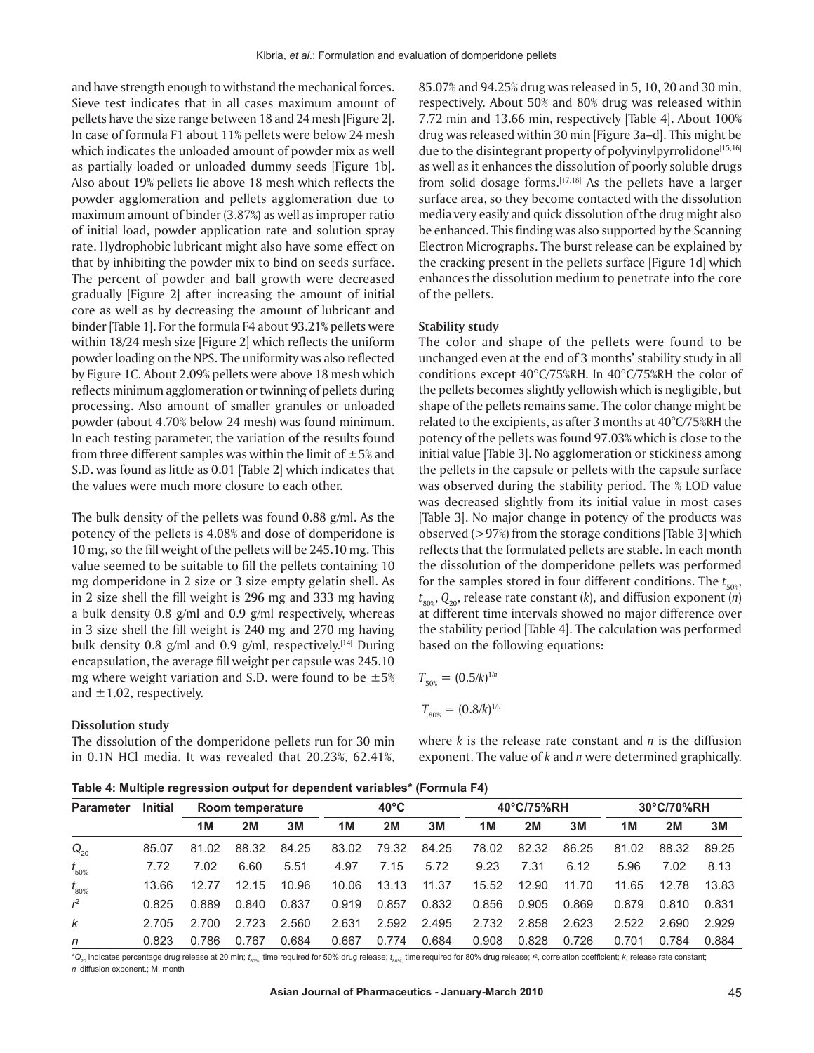and have strength enough to withstand the mechanical forces. Sieve test indicates that in all cases maximum amount of pellets have the size range between 18 and 24 mesh [Figure 2]. In case of formula F1 about 11% pellets were below 24 mesh which indicates the unloaded amount of powder mix as well as partially loaded or unloaded dummy seeds [Figure 1b]. Also about 19% pellets lie above 18 mesh which reflects the powder agglomeration and pellets agglomeration due to maximum amount of binder (3.87%) as well as improper ratio of initial load, powder application rate and solution spray rate. Hydrophobic lubricant might also have some effect on that by inhibiting the powder mix to bind on seeds surface. The percent of powder and ball growth were decreased gradually [Figure 2] after increasing the amount of initial core as well as by decreasing the amount of lubricant and binder [Table 1]. For the formula F4 about 93.21% pellets were within 18/24 mesh size [Figure 2] which reflects the uniform powder loading on the NPS. The uniformity was also reflected by Figure 1C. About 2.09% pellets were above 18 mesh which reflects minimum agglomeration or twinning of pellets during processing. Also amount of smaller granules or unloaded powder (about 4.70% below 24 mesh) was found minimum. In each testing parameter, the variation of the results found from three different samples was within the limit of ±5% and S.D. was found as little as 0.01 [Table 2] which indicates that the values were much more closure to each other.

The bulk density of the pellets was found 0.88 g/ml. As the potency of the pellets is 4.08% and dose of domperidone is 10 mg, so the fill weight of the pellets will be 245.10 mg. This value seemed to be suitable to fill the pellets containing 10 mg domperidone in 2 size or 3 size empty gelatin shell. As in 2 size shell the fill weight is 296 mg and 333 mg having a bulk density 0.8 g/ml and 0.9 g/ml respectively, whereas in 3 size shell the fill weight is 240 mg and 270 mg having bulk density 0.8 g/ml and 0.9 g/ml, respectively.[14] During encapsulation, the average fill weight per capsule was 245.10 mg where weight variation and S.D. were found to be ±5% and ±1.02, respectively.

### Dissolution study

The dissolution of the domperidone pellets run for 30 min in 0.1N HCl media. It was revealed that 20.23%, 62.41%, 85.07% and 94.25% drug was released in 5, 10, 20 and 30 min, respectively. About 50% and 80% drug was released within 7.72 min and 13.66 min, respectively [Table 4]. About 100% drug was released within 30 min [Figure 3a–d]. This might be due to the disintegrant property of polyvinylpyrrolidone[15,16] as well as it enhances the dissolution of poorly soluble drugs from solid dosage forms.[17,18] As the pellets have a larger surface area, so they become contacted with the dissolution media very easily and quick dissolution of the drug might also be enhanced. This finding was also supported by the Scanning Electron Micrographs. The burst release can be explained by the cracking present in the pellets surface [Figure 1d] which enhances the dissolution medium to penetrate into the core of the pellets.

### Stability study

The color and shape of the pellets were found to be unchanged even at the end of 3 months' stability study in all conditions except 40°C/75%RH. In 40°C/75%RH the color of the pellets becomes slightly yellowish which is negligible, but shape of the pellets remains same. The color change might be related to the excipients, as after 3 months at 40°C/75%RH the potency of the pellets was found 97.03% which is close to the initial value [Table 3]. No agglomeration or stickiness among the pellets in the capsule or pellets with the capsule surface was observed during the stability period. The % LOD value was decreased slightly from its initial value in most cases [Table 3]. No major change in potency of the products was observed (>97%) from the storage conditions [Table 3] which reflects that the formulated pellets are stable. In each month the dissolution of the domperidone pellets was performed for the samples stored in four different conditions. The $t_{50\%}$, $t_{80\%}$, $Q_{20}$, release rate constant ($k$), and diffusion exponent ($n$) at different time intervals showed no major difference over the stability period [Table 4]. The calculation was performed based on the following equations:

$$T_{50\%} = (0.5/k)^{1/n}$$

$$T_{80\%} = (0.8/k)^{1/n}$$

where $k$ is the release rate constant and $n$ is the diffusion exponent. The value of $k$ and $n$ were determined graphically.

**Table 4: Multiple regression output for dependent variables* (Formula F4)**

| Parameter | Initial | Room temperature | | | 40°C | | | 40°C/75%RH | | | 30°C/70%RH | | |
|---|---|---|---|---|---|---|---|---|---|---|---|---|---|
| | | 1M | 2M | 3M | 1M | 2M | 3M | 1M | 2M | 3M | 1M | 2M | 3M |
| $Q_{20}$ | 85.07 | 81.02 | 88.32 | 84.25 | 83.02 | 79.32 | 84.25 | 78.02 | 82.32 | 86.25 | 81.02 | 88.32 | 89.25 |
| $t_{50\%}$ | 7.72 | 7.02 | 6.60 | 5.51 | 4.97 | 7.15 | 5.72 | 9.23 | 7.31 | 6.12 | 5.96 | 7.02 | 8.13 |
| $t_{80\%}$ | 13.66 | 12.77 | 12.15 | 10.96 | 10.06 | 13.13 | 11.37 | 15.52 | 12.90 | 11.70 | 11.65 | 12.78 | 13.83 |
| $r^2$ | 0.825 | 0.889 | 0.840 | 0.837 | 0.919 | 0.857 | 0.832 | 0.856 | 0.905 | 0.869 | 0.879 | 0.810 | 0.831 |
| $k$ | 2.705 | 2.700 | 2.723 | 2.560 | 2.631 | 2.592 | 2.495 | 2.732 | 2.858 | 2.623 | 2.522 | 2.690 | 2.929 |
| $n$ | 0.823 | 0.786 | 0.767 | 0.684 | 0.667 | 0.774 | 0.684 | 0.908 | 0.828 | 0.726 | 0.701 | 0.784 | 0.884 |

*$Q_{20}$ indicates percentage drug release at 20 min; $t_{50\%}$, time required for 50% drug release; $t_{80\%}$, time required for 80% drug release; $r^2$, correlation coefficient; $k$, release rate constant; $n$ diffusion exponent.; M, month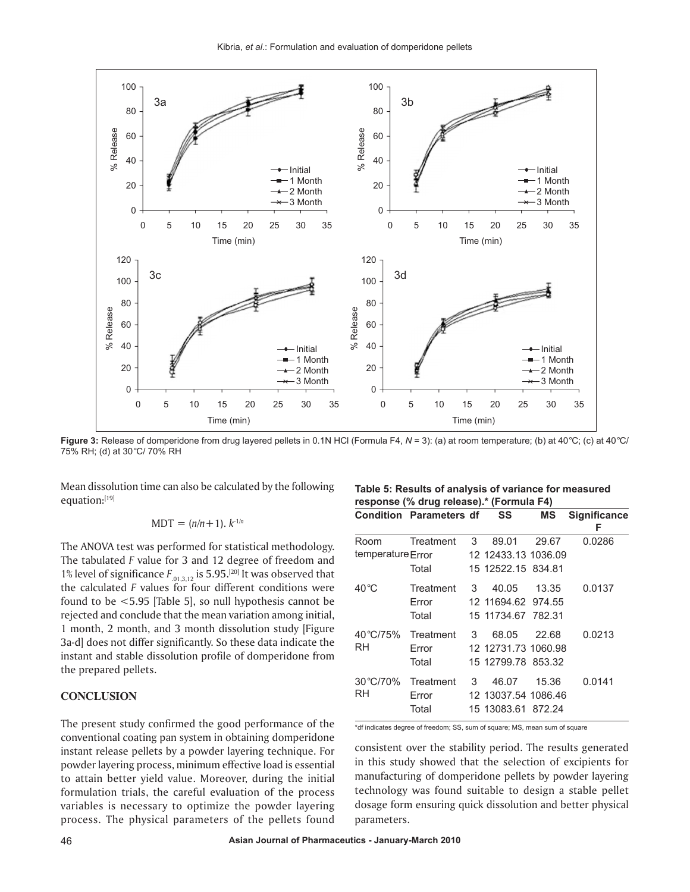3a

% Release

Time (min)

Initial
1 Month
2 Month
3 Month

3b

% Release

Time (min)

Initial
1 Month
2 Month
3 Month

3c

% Release

Time (min)

Initial
1 Month
2 Month
3 Month

3d

% Release

Time (min)

Initial
1 Month
2 Month
3 Month

**Figure 3:** Release of domperidone from drug layered pellets in 0.1N HCl (Formula F4, *N* = 3): (a) at room temperature; (b) at 40°C; (c) at 40°C/75% RH; (d) at 30°C/ 70% RH

Mean dissolution time can also be calculated by the following equation:[19]

$$\text{MDT} = (n/n+1).\ k^{-1/n}$$

The ANOVA test was performed for statistical methodology. The tabulated *F* value for 3 and 12 degree of freedom and 1% level of significance $F_{.01,3,12}$ is 5.95.[20] It was observed that the calculated *F* values for four different conditions were found to be <5.95 [Table 5], so null hypothesis cannot be rejected and conclude that the mean variation among initial, 1 month, 2 month, and 3 month dissolution study [Figure 3a-d] does not differ significantly. So these data indicate the instant and stable dissolution profile of domperidone from the prepared pellets.

**Table 5: Results of analysis of variance for measured response (% drug release).* (Formula F4)**

| Condition | Parameters | df | SS | MS | Significance F |
|---|---|---|---|---|---|
| Room temperature | Treatment | 3 | 89.01 | 29.67 | 0.0286 |
| | Error | 12 | 12433.13 | 1036.09 | |
| | Total | 15 | 12522.15 | 834.81 | |
| 40°C | Treatment | 3 | 40.05 | 13.35 | 0.0137 |
| | Error | 12 | 11694.62 | 974.55 | |
| | Total | 15 | 11734.67 | 782.31 | |
| 40°C/75% RH | Treatment | 3 | 68.05 | 22.68 | 0.0213 |
| | Error | 12 | 12731.73 | 1060.98 | |
| | Total | 15 | 12799.78 | 853.32 | |
| 30°C/70% RH | Treatment | 3 | 46.07 | 15.36 | 0.0141 |
| | Error | 12 | 13037.54 | 1086.46 | |
| | Total | 15 | 13083.61 | 872.24 | |

*df indicates degree of freedom; SS, sum of square; MS, mean sum of square

## CONCLUSION

The present study confirmed the good performance of the conventional coating pan system in obtaining domperidone instant release pellets by a powder layering technique. For powder layering process, minimum effective load is essential to attain better yield value. Moreover, during the initial formulation trials, the careful evaluation of the process variables is necessary to optimize the powder layering process. The physical parameters of the pellets found consistent over the stability period. The results generated in this study showed that the selection of excipients for manufacturing of domperidone pellets by powder layering technology was found suitable to design a stable pellet dosage form ensuring quick dissolution and better physical parameters.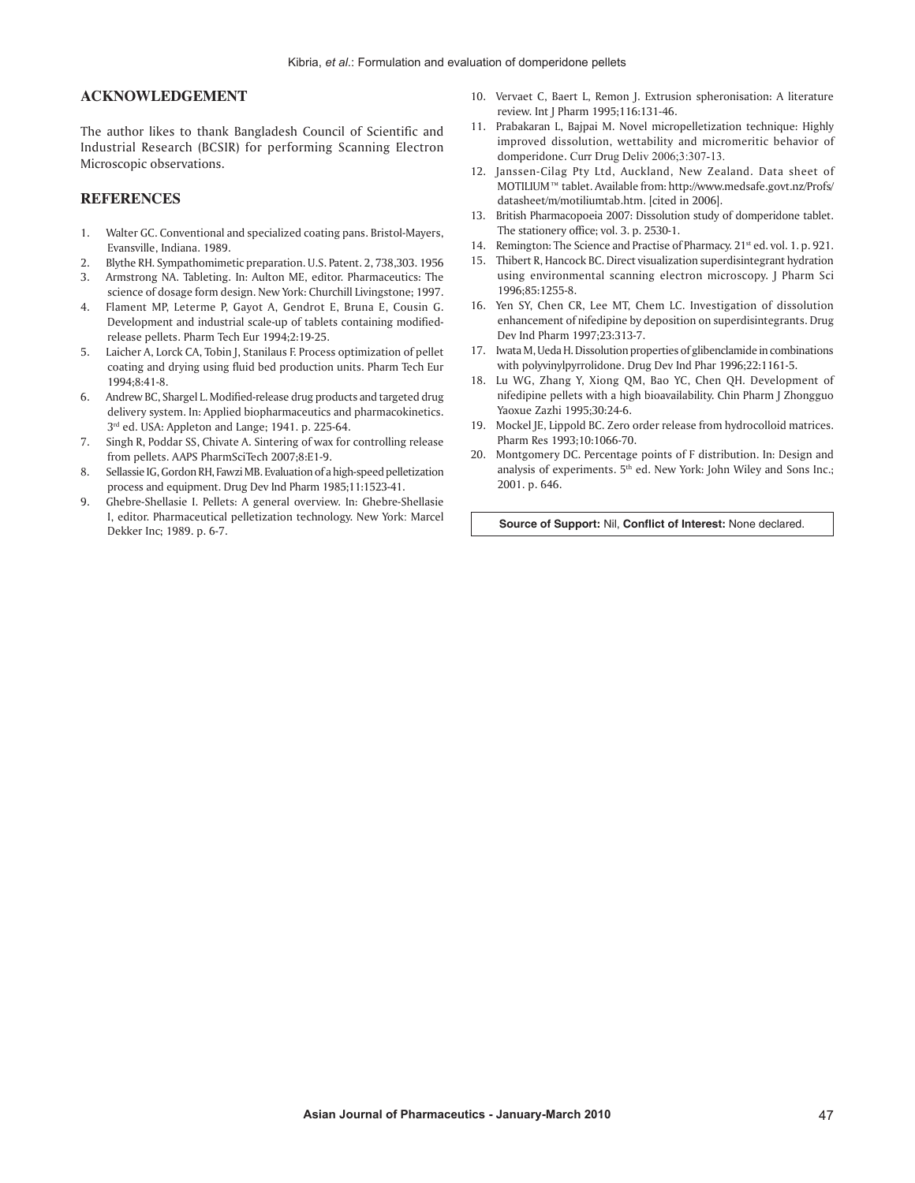## ACKNOWLEDGEMENT

The author likes to thank Bangladesh Council of Scientific and Industrial Research (BCSIR) for performing Scanning Electron Microscopic observations.

## REFERENCES

1. Walter GC. Conventional and specialized coating pans. Bristol-Mayers, Evansville, Indiana. 1989.
2. Blythe RH. Sympathomimetic preparation. U.S. Patent. 2, 738,303. 1956
3. Armstrong NA. Tableting. In: Aulton ME, editor. Pharmaceutics: The science of dosage form design. New York: Churchill Livingstone; 1997.
4. Flament MP, Leterme P, Gayot A, Gendrot E, Bruna E, Cousin G. Development and industrial scale-up of tablets containing modified-release pellets. Pharm Tech Eur 1994;2:19-25.
5. Laicher A, Lorck CA, Tobin J, Stanilaus F. Process optimization of pellet coating and drying using fluid bed production units. Pharm Tech Eur 1994;8:41-8.
6. Andrew BC, Shargel L. Modified-release drug products and targeted drug delivery system. In: Applied biopharmaceutics and pharmacokinetics. 3rd ed. USA: Appleton and Lange; 1941. p. 225-64.
7. Singh R, Poddar SS, Chivate A. Sintering of wax for controlling release from pellets. AAPS PharmSciTech 2007;8:E1-9.
8. Sellassie IG, Gordon RH, Fawzi MB. Evaluation of a high-speed pelletization process and equipment. Drug Dev Ind Pharm 1985;11:1523-41.
9. Ghebre-Shellasie I. Pellets: A general overview. In: Ghebre-Shellasie I, editor. Pharmaceutical pelletization technology. New York: Marcel Dekker Inc; 1989. p. 6-7.
10. Vervaet C, Baert L, Remon J. Extrusion spheronisation: A literature review. Int J Pharm 1995;116:131-46.
11. Prabakaran L, Bajpai M. Novel micropelletization technique: Highly improved dissolution, wettability and micromeritic behavior of domperidone. Curr Drug Deliv 2006;3:307-13.
12. Janssen-Cilag Pty Ltd, Auckland, New Zealand. Data sheet of MOTILIUM™ tablet. Available from: http://www.medsafe.govt.nz/Profs/datasheet/m/motiliumtab.htm. [cited in 2006].
13. British Pharmacopoeia 2007: Dissolution study of domperidone tablet. The stationery office; vol. 3. p. 2530-1.
14. Remington: The Science and Practise of Pharmacy. 21st ed. vol. 1. p. 921.
15. Thibert R, Hancock BC. Direct visualization superdisintegrant hydration using environmental scanning electron microscopy. J Pharm Sci 1996;85:1255-8.
16. Yen SY, Chen CR, Lee MT, Chem LC. Investigation of dissolution enhancement of nifedipine by deposition on superdisintegrants. Drug Dev Ind Pharm 1997;23:313-7.
17. Iwata M, Ueda H. Dissolution properties of glibenclamide in combinations with polyvinylpyrrolidone. Drug Dev Ind Phar 1996;22:1161-5.
18. Lu WG, Zhang Y, Xiong QM, Bao YC, Chen QH. Development of nifedipine pellets with a high bioavailability. Chin Pharm J Zhongguo Yaoxue Zazhi 1995;30:24-6.
19. Mockel JE, Lippold BC. Zero order release from hydrocolloid matrices. Pharm Res 1993;10:1066-70.
20. Montgomery DC. Percentage points of F distribution. In: Design and analysis of experiments. 5th ed. New York: John Wiley and Sons Inc.; 2001. p. 646.

**Source of Support:** Nil, **Conflict of Interest:** None declared.